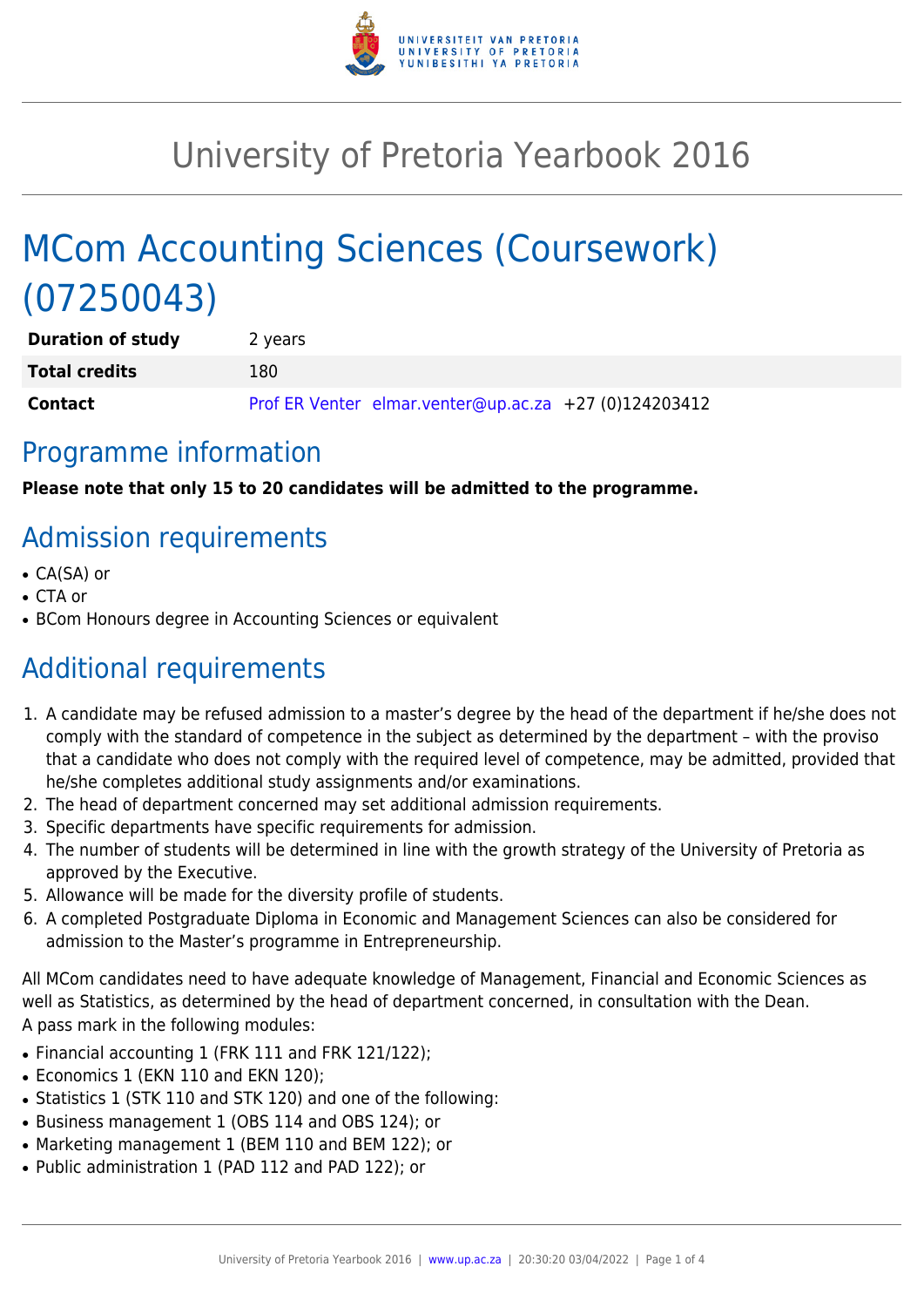# University of Pretoria Yearbook 2016

# MCom Accounting Sciences (Coursework) (07250043)

| | |
|---|---|
| **Duration of study** | 2 years |
| **Total credits** | 180 |
| **Contact** | Prof ER Venter elmar.venter@up.ac.za +27 (0)124203412 |

## Programme information

**Please note that only 15 to 20 candidates will be admitted to the programme.**

## Admission requirements

- CA(SA) or
- CTA or
- BCom Honours degree in Accounting Sciences or equivalent

## Additional requirements

1. A candidate may be refused admission to a master's degree by the head of the department if he/she does not comply with the standard of competence in the subject as determined by the department – with the proviso that a candidate who does not comply with the required level of competence, may be admitted, provided that he/she completes additional study assignments and/or examinations.
2. The head of department concerned may set additional admission requirements.
3. Specific departments have specific requirements for admission.
4. The number of students will be determined in line with the growth strategy of the University of Pretoria as approved by the Executive.
5. Allowance will be made for the diversity profile of students.
6. A completed Postgraduate Diploma in Economic and Management Sciences can also be considered for admission to the Master's programme in Entrepreneurship.

All MCom candidates need to have adequate knowledge of Management, Financial and Economic Sciences as well as Statistics, as determined by the head of department concerned, in consultation with the Dean.
A pass mark in the following modules:

- Financial accounting 1 (FRK 111 and FRK 121/122);
- Economics 1 (EKN 110 and EKN 120);
- Statistics 1 (STK 110 and STK 120) and one of the following:
- Business management 1 (OBS 114 and OBS 124); or
- Marketing management 1 (BEM 110 and BEM 122); or
- Public administration 1 (PAD 112 and PAD 122); or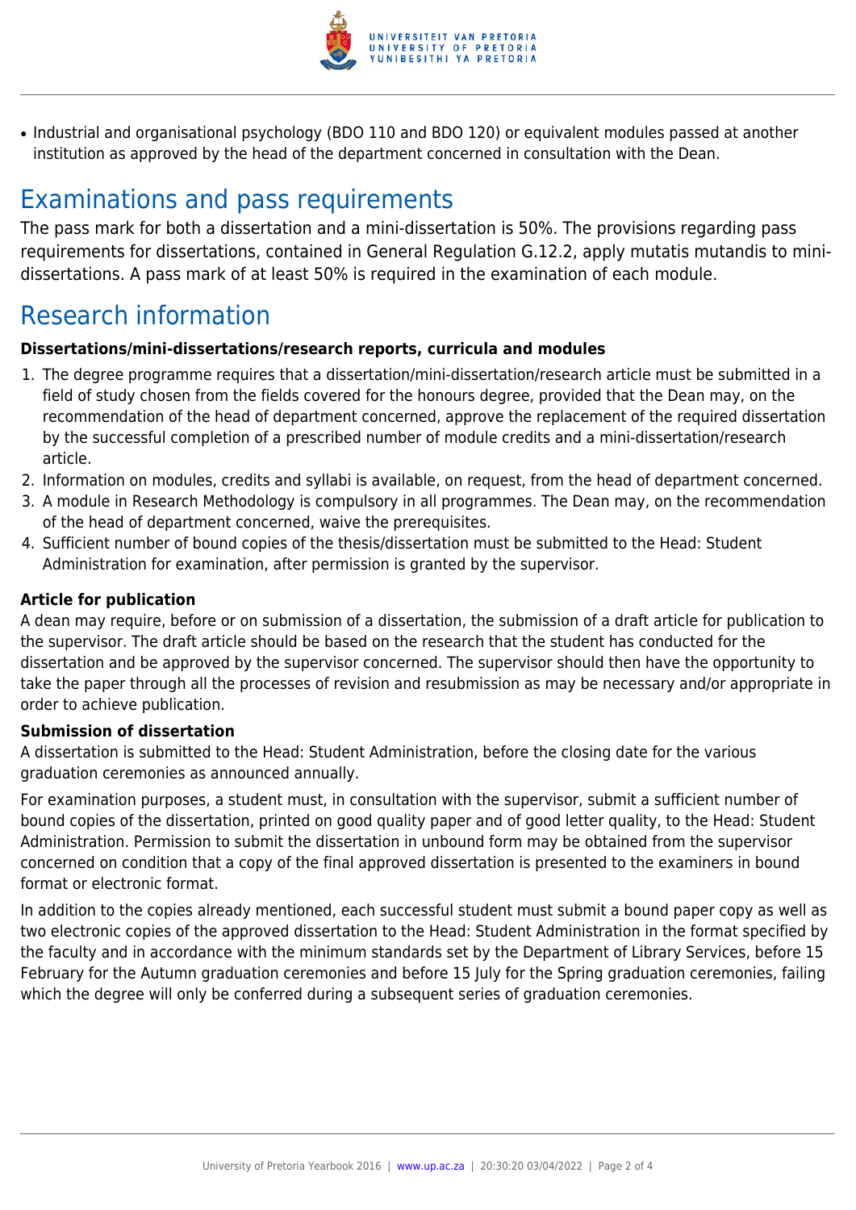- Industrial and organisational psychology (BDO 110 and BDO 120) or equivalent modules passed at another institution as approved by the head of the department concerned in consultation with the Dean.

## Examinations and pass requirements

The pass mark for both a dissertation and a mini-dissertation is 50%. The provisions regarding pass requirements for dissertations, contained in General Regulation G.12.2, apply mutatis mutandis to mini-dissertations. A pass mark of at least 50% is required in the examination of each module.

## Research information

**Dissertations/mini-dissertations/research reports, curricula and modules**

1. The degree programme requires that a dissertation/mini-dissertation/research article must be submitted in a field of study chosen from the fields covered for the honours degree, provided that the Dean may, on the recommendation of the head of department concerned, approve the replacement of the required dissertation by the successful completion of a prescribed number of module credits and a mini-dissertation/research article.
2. Information on modules, credits and syllabi is available, on request, from the head of department concerned.
3. A module in Research Methodology is compulsory in all programmes. The Dean may, on the recommendation of the head of department concerned, waive the prerequisites.
4. Sufficient number of bound copies of the thesis/dissertation must be submitted to the Head: Student Administration for examination, after permission is granted by the supervisor.

**Article for publication**

A dean may require, before or on submission of a dissertation, the submission of a draft article for publication to the supervisor. The draft article should be based on the research that the student has conducted for the dissertation and be approved by the supervisor concerned. The supervisor should then have the opportunity to take the paper through all the processes of revision and resubmission as may be necessary and/or appropriate in order to achieve publication.

**Submission of dissertation**

A dissertation is submitted to the Head: Student Administration, before the closing date for the various graduation ceremonies as announced annually.

For examination purposes, a student must, in consultation with the supervisor, submit a sufficient number of bound copies of the dissertation, printed on good quality paper and of good letter quality, to the Head: Student Administration. Permission to submit the dissertation in unbound form may be obtained from the supervisor concerned on condition that a copy of the final approved dissertation is presented to the examiners in bound format or electronic format.

In addition to the copies already mentioned, each successful student must submit a bound paper copy as well as two electronic copies of the approved dissertation to the Head: Student Administration in the format specified by the faculty and in accordance with the minimum standards set by the Department of Library Services, before 15 February for the Autumn graduation ceremonies and before 15 July for the Spring graduation ceremonies, failing which the degree will only be conferred during a subsequent series of graduation ceremonies.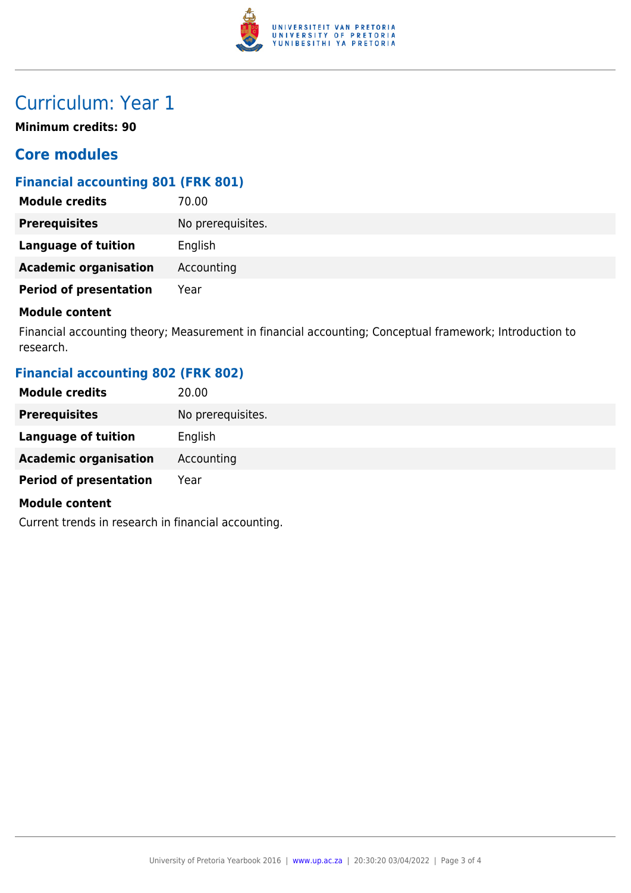# Curriculum: Year 1

**Minimum credits: 90**

## Core modules

### Financial accounting 801 (FRK 801)

| | |
|---|---|
| **Module credits** | 70.00 |
| **Prerequisites** | No prerequisites. |
| **Language of tuition** | English |
| **Academic organisation** | Accounting |
| **Period of presentation** | Year |

**Module content**

Financial accounting theory; Measurement in financial accounting; Conceptual framework; Introduction to research.

### Financial accounting 802 (FRK 802)

| | |
|---|---|
| **Module credits** | 20.00 |
| **Prerequisites** | No prerequisites. |
| **Language of tuition** | English |
| **Academic organisation** | Accounting |
| **Period of presentation** | Year |

**Module content**

Current trends in research in financial accounting.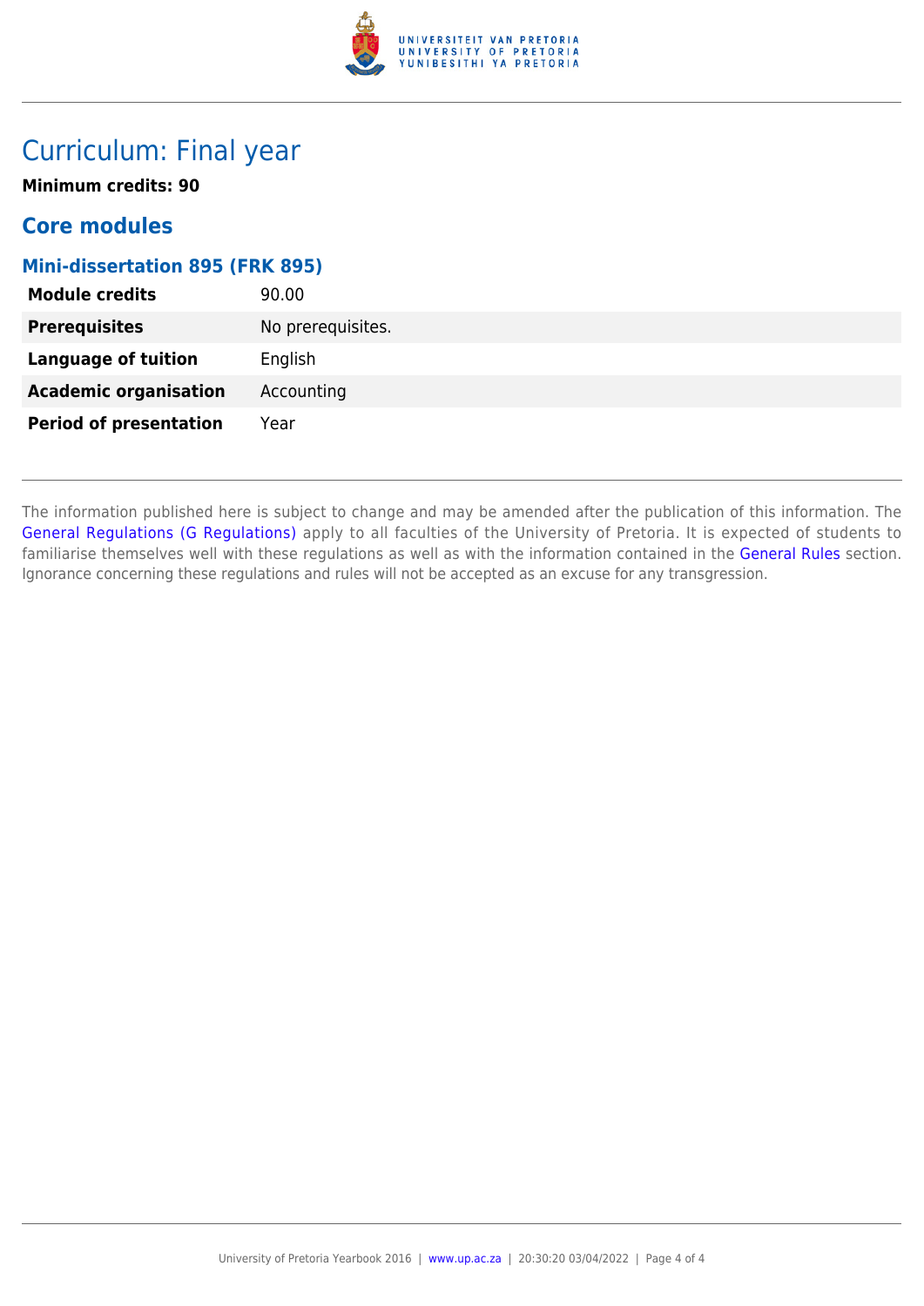# Curriculum: Final year

**Minimum credits: 90**

## Core modules

### Mini-dissertation 895 (FRK 895)

| | |
|---|---|
| **Module credits** | 90.00 |
| **Prerequisites** | No prerequisites. |
| **Language of tuition** | English |
| **Academic organisation** | Accounting |
| **Period of presentation** | Year |

The information published here is subject to change and may be amended after the publication of this information. The General Regulations (G Regulations) apply to all faculties of the University of Pretoria. It is expected of students to familiarise themselves well with these regulations as well as with the information contained in the General Rules section. Ignorance concerning these regulations and rules will not be accepted as an excuse for any transgression.